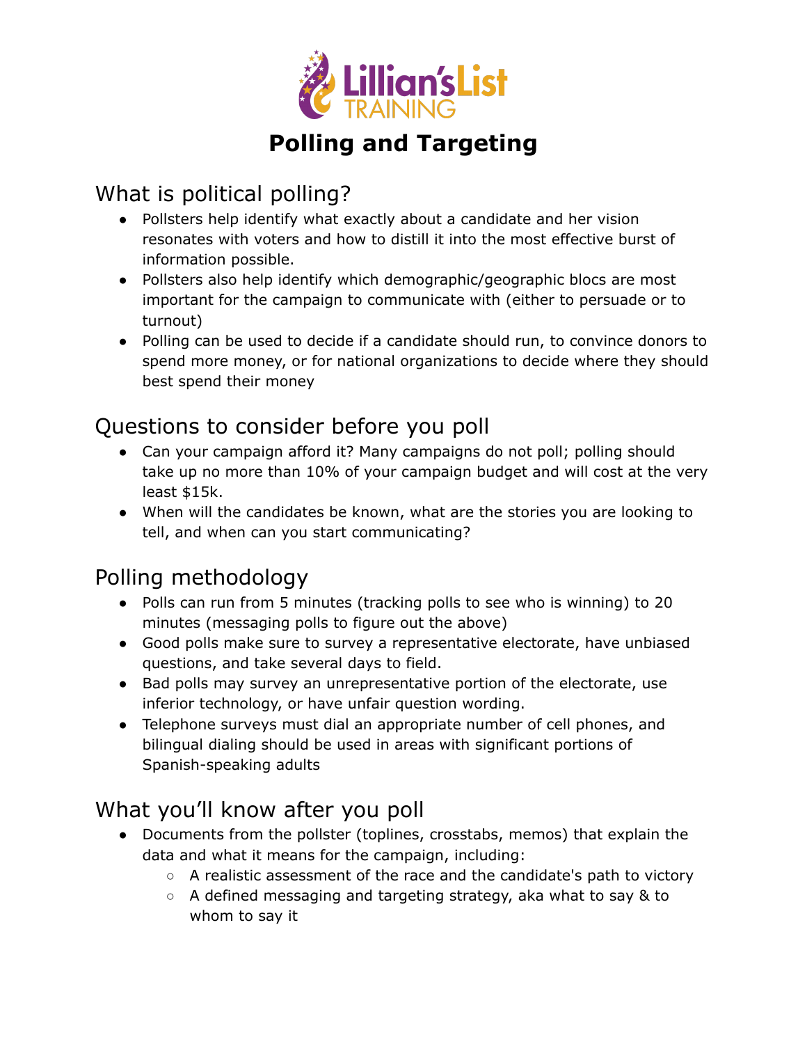# Polling and Targeting

## What is political polling?

- Pollsters help identify what exactly about a candidate and her vision resonates with voters and how to distill it into the most effective burst of information possible.
- Pollsters also help identify which demographic/geographic blocs are most important for the campaign to communicate with (either to persuade or to turnout)
- Polling can be used to decide if a candidate should run, to convince donors to spend more money, or for national organizations to decide where they should best spend their money

## Questions to consider before you poll

- Can your campaign afford it? Many campaigns do not poll; polling should take up no more than 10% of your campaign budget and will cost at the very least $15k.
- When will the candidates be known, what are the stories you are looking to tell, and when can you start communicating?

## Polling methodology

- Polls can run from 5 minutes (tracking polls to see who is winning) to 20 minutes (messaging polls to figure out the above)
- Good polls make sure to survey a representative electorate, have unbiased questions, and take several days to field.
- Bad polls may survey an unrepresentative portion of the electorate, use inferior technology, or have unfair question wording.
- Telephone surveys must dial an appropriate number of cell phones, and bilingual dialing should be used in areas with significant portions of Spanish-speaking adults

## What you'll know after you poll

- Documents from the pollster (toplines, crosstabs, memos) that explain the data and what it means for the campaign, including:
  - A realistic assessment of the race and the candidate's path to victory
  - A defined messaging and targeting strategy, aka what to say & to whom to say it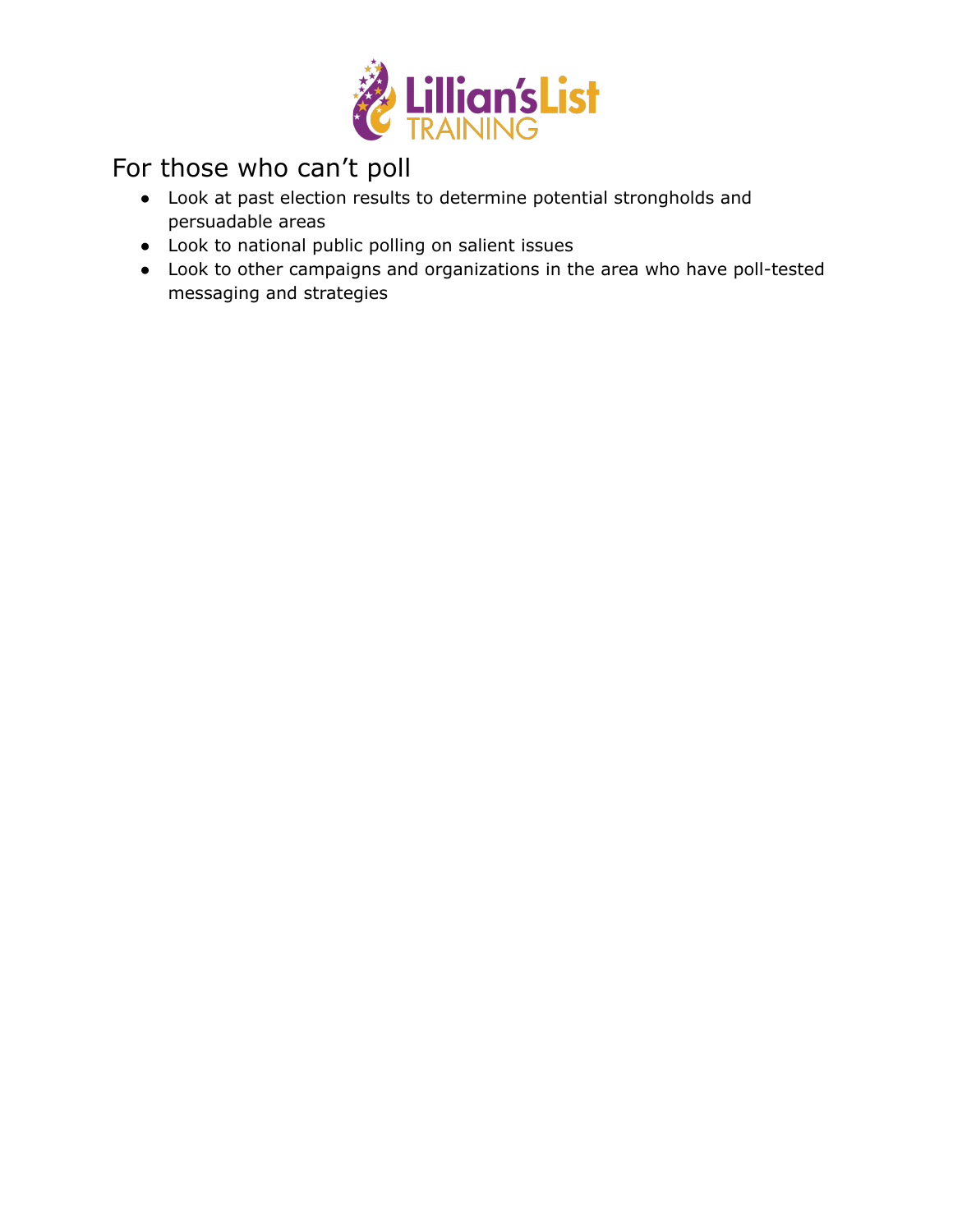## For those who can't poll

- Look at past election results to determine potential strongholds and persuadable areas
- Look to national public polling on salient issues
- Look to other campaigns and organizations in the area who have poll-tested messaging and strategies